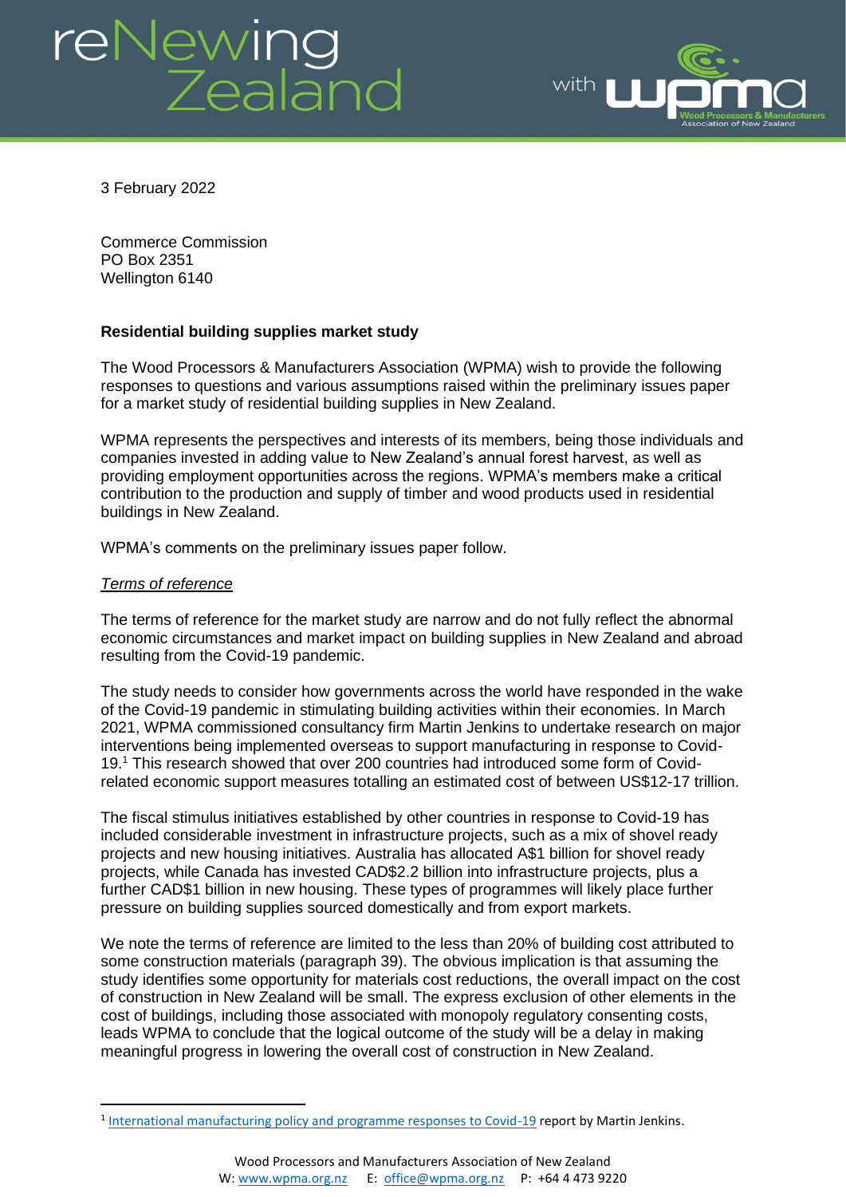3 February 2022

Commerce Commission
PO Box 2351
Wellington 6140

**Residential building supplies market study**

The Wood Processors & Manufacturers Association (WPMA) wish to provide the following responses to questions and various assumptions raised within the preliminary issues paper for a market study of residential building supplies in New Zealand.

WPMA represents the perspectives and interests of its members, being those individuals and companies invested in adding value to New Zealand's annual forest harvest, as well as providing employment opportunities across the regions. WPMA's members make a critical contribution to the production and supply of timber and wood products used in residential buildings in New Zealand.

WPMA's comments on the preliminary issues paper follow.

*Terms of reference*

The terms of reference for the market study are narrow and do not fully reflect the abnormal economic circumstances and market impact on building supplies in New Zealand and abroad resulting from the Covid-19 pandemic.

The study needs to consider how governments across the world have responded in the wake of the Covid-19 pandemic in stimulating building activities within their economies. In March 2021, WPMA commissioned consultancy firm Martin Jenkins to undertake research on major interventions being implemented overseas to support manufacturing in response to Covid-19.[1] This research showed that over 200 countries had introduced some form of Covid-related economic support measures totalling an estimated cost of between US$12-17 trillion.

The fiscal stimulus initiatives established by other countries in response to Covid-19 has included considerable investment in infrastructure projects, such as a mix of shovel ready projects and new housing initiatives. Australia has allocated A$1 billion for shovel ready projects, while Canada has invested CAD$2.2 billion into infrastructure projects, plus a further CAD$1 billion in new housing. These types of programmes will likely place further pressure on building supplies sourced domestically and from export markets.

We note the terms of reference are limited to the less than 20% of building cost attributed to some construction materials (paragraph 39). The obvious implication is that assuming the study identifies some opportunity for materials cost reductions, the overall impact on the cost of construction in New Zealand will be small. The express exclusion of other elements in the cost of buildings, including those associated with monopoly regulatory consenting costs, leads WPMA to conclude that the logical outcome of the study will be a delay in making meaningful progress in lowering the overall cost of construction in New Zealand.

[1] International manufacturing policy and programme responses to Covid-19 report by Martin Jenkins.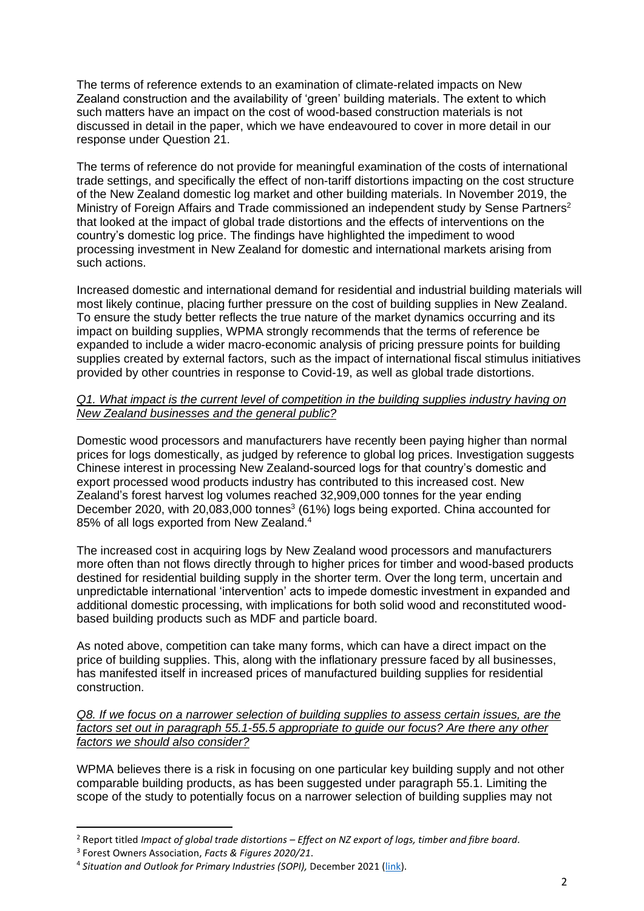The terms of reference extends to an examination of climate-related impacts on New Zealand construction and the availability of 'green' building materials. The extent to which such matters have an impact on the cost of wood-based construction materials is not discussed in detail in the paper, which we have endeavoured to cover in more detail in our response under Question 21.

The terms of reference do not provide for meaningful examination of the costs of international trade settings, and specifically the effect of non-tariff distortions impacting on the cost structure of the New Zealand domestic log market and other building materials. In November 2019, the Ministry of Foreign Affairs and Trade commissioned an independent study by Sense Partners[2] that looked at the impact of global trade distortions and the effects of interventions on the country's domestic log price. The findings have highlighted the impediment to wood processing investment in New Zealand for domestic and international markets arising from such actions.

Increased domestic and international demand for residential and industrial building materials will most likely continue, placing further pressure on the cost of building supplies in New Zealand. To ensure the study better reflects the true nature of the market dynamics occurring and its impact on building supplies, WPMA strongly recommends that the terms of reference be expanded to include a wider macro-economic analysis of pricing pressure points for building supplies created by external factors, such as the impact of international fiscal stimulus initiatives provided by other countries in response to Covid-19, as well as global trade distortions.

*Q1. What impact is the current level of competition in the building supplies industry having on New Zealand businesses and the general public?*

Domestic wood processors and manufacturers have recently been paying higher than normal prices for logs domestically, as judged by reference to global log prices. Investigation suggests Chinese interest in processing New Zealand-sourced logs for that country's domestic and export processed wood products industry has contributed to this increased cost. New Zealand's forest harvest log volumes reached 32,909,000 tonnes for the year ending December 2020, with 20,083,000 tonnes[3] (61%) logs being exported. China accounted for 85% of all logs exported from New Zealand.[4]

The increased cost in acquiring logs by New Zealand wood processors and manufacturers more often than not flows directly through to higher prices for timber and wood-based products destined for residential building supply in the shorter term. Over the long term, uncertain and unpredictable international 'intervention' acts to impede domestic investment in expanded and additional domestic processing, with implications for both solid wood and reconstituted wood-based building products such as MDF and particle board.

As noted above, competition can take many forms, which can have a direct impact on the price of building supplies. This, along with the inflationary pressure faced by all businesses, has manifested itself in increased prices of manufactured building supplies for residential construction.

*Q8. If we focus on a narrower selection of building supplies to assess certain issues, are the factors set out in paragraph 55.1-55.5 appropriate to guide our focus? Are there any other factors we should also consider?*

WPMA believes there is a risk in focusing on one particular key building supply and not other comparable building products, as has been suggested under paragraph 55.1. Limiting the scope of the study to potentially focus on a narrower selection of building supplies may not

---

[2] Report titled *Impact of global trade distortions – Effect on NZ export of logs, timber and fibre board*.

[3] Forest Owners Association, *Facts & Figures 2020/21*.

[4] *Situation and Outlook for Primary Industries (SOPI),* December 2021 (link).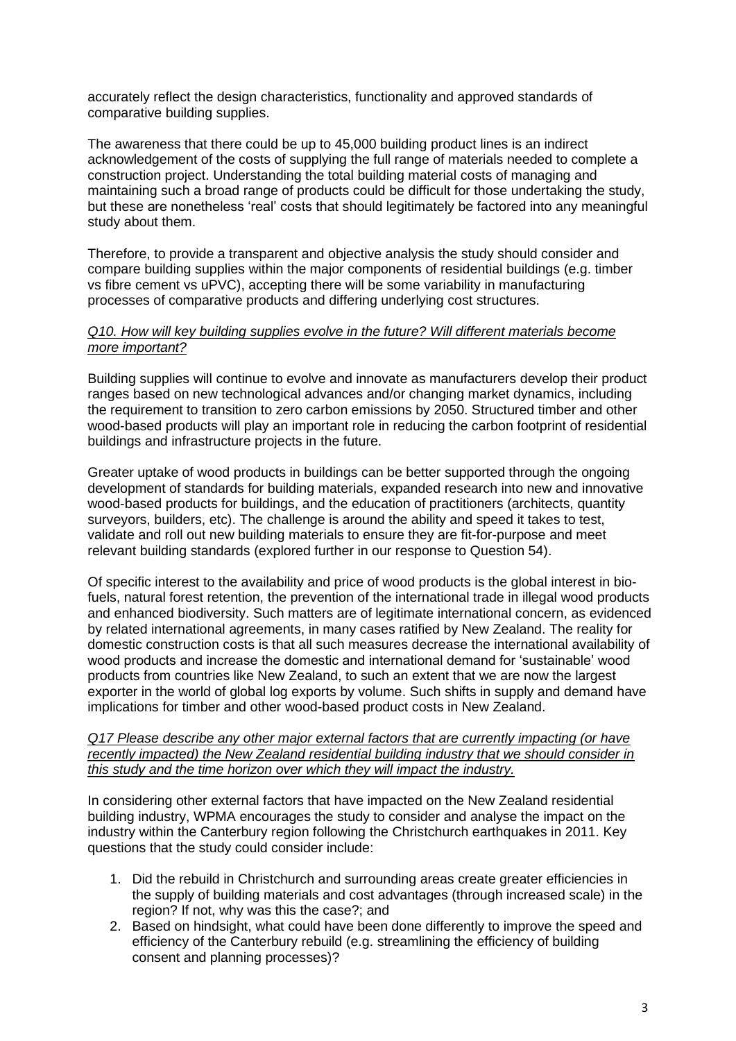accurately reflect the design characteristics, functionality and approved standards of comparative building supplies.

The awareness that there could be up to 45,000 building product lines is an indirect acknowledgement of the costs of supplying the full range of materials needed to complete a construction project. Understanding the total building material costs of managing and maintaining such a broad range of products could be difficult for those undertaking the study, but these are nonetheless 'real' costs that should legitimately be factored into any meaningful study about them.

Therefore, to provide a transparent and objective analysis the study should consider and compare building supplies within the major components of residential buildings (e.g. timber vs fibre cement vs uPVC), accepting there will be some variability in manufacturing processes of comparative products and differing underlying cost structures.

<u>*Q10. How will key building supplies evolve in the future? Will different materials become more important?*</u>

Building supplies will continue to evolve and innovate as manufacturers develop their product ranges based on new technological advances and/or changing market dynamics, including the requirement to transition to zero carbon emissions by 2050. Structured timber and other wood-based products will play an important role in reducing the carbon footprint of residential buildings and infrastructure projects in the future.

Greater uptake of wood products in buildings can be better supported through the ongoing development of standards for building materials, expanded research into new and innovative wood-based products for buildings, and the education of practitioners (architects, quantity surveyors, builders, etc). The challenge is around the ability and speed it takes to test, validate and roll out new building materials to ensure they are fit-for-purpose and meet relevant building standards (explored further in our response to Question 54).

Of specific interest to the availability and price of wood products is the global interest in bio-fuels, natural forest retention, the prevention of the international trade in illegal wood products and enhanced biodiversity. Such matters are of legitimate international concern, as evidenced by related international agreements, in many cases ratified by New Zealand. The reality for domestic construction costs is that all such measures decrease the international availability of wood products and increase the domestic and international demand for 'sustainable' wood products from countries like New Zealand, to such an extent that we are now the largest exporter in the world of global log exports by volume. Such shifts in supply and demand have implications for timber and other wood-based product costs in New Zealand.

<u>*Q17 Please describe any other major external factors that are currently impacting (or have recently impacted) the New Zealand residential building industry that we should consider in this study and the time horizon over which they will impact the industry.*</u>

In considering other external factors that have impacted on the New Zealand residential building industry, WPMA encourages the study to consider and analyse the impact on the industry within the Canterbury region following the Christchurch earthquakes in 2011. Key questions that the study could consider include:

1. Did the rebuild in Christchurch and surrounding areas create greater efficiencies in the supply of building materials and cost advantages (through increased scale) in the region? If not, why was this the case?; and
2. Based on hindsight, what could have been done differently to improve the speed and efficiency of the Canterbury rebuild (e.g. streamlining the efficiency of building consent and planning processes)?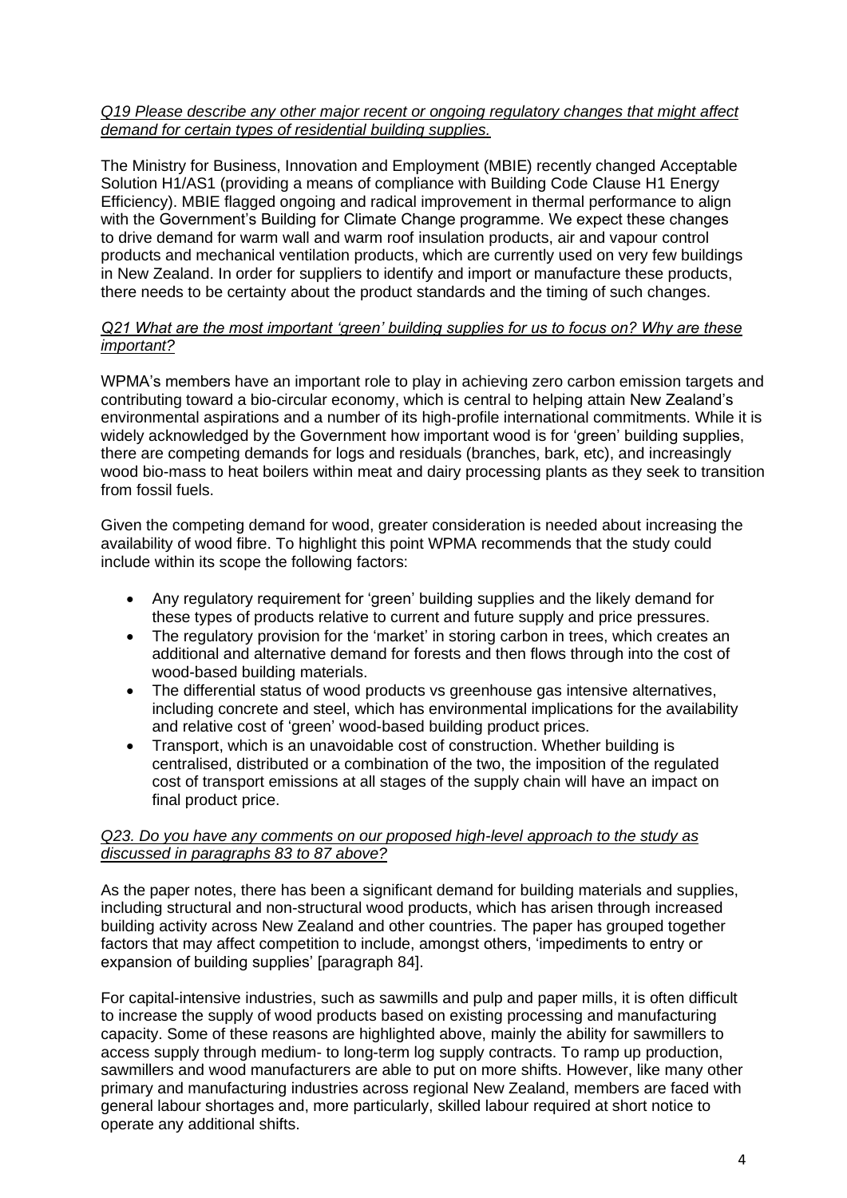*Q19 Please describe any other major recent or ongoing regulatory changes that might affect demand for certain types of residential building supplies.*

The Ministry for Business, Innovation and Employment (MBIE) recently changed Acceptable Solution H1/AS1 (providing a means of compliance with Building Code Clause H1 Energy Efficiency). MBIE flagged ongoing and radical improvement in thermal performance to align with the Government's Building for Climate Change programme. We expect these changes to drive demand for warm wall and warm roof insulation products, air and vapour control products and mechanical ventilation products, which are currently used on very few buildings in New Zealand. In order for suppliers to identify and import or manufacture these products, there needs to be certainty about the product standards and the timing of such changes.

*Q21 What are the most important 'green' building supplies for us to focus on? Why are these important?*

WPMA's members have an important role to play in achieving zero carbon emission targets and contributing toward a bio-circular economy, which is central to helping attain New Zealand's environmental aspirations and a number of its high-profile international commitments. While it is widely acknowledged by the Government how important wood is for 'green' building supplies, there are competing demands for logs and residuals (branches, bark, etc), and increasingly wood bio-mass to heat boilers within meat and dairy processing plants as they seek to transition from fossil fuels.

Given the competing demand for wood, greater consideration is needed about increasing the availability of wood fibre. To highlight this point WPMA recommends that the study could include within its scope the following factors:

- Any regulatory requirement for 'green' building supplies and the likely demand for these types of products relative to current and future supply and price pressures.
- The regulatory provision for the 'market' in storing carbon in trees, which creates an additional and alternative demand for forests and then flows through into the cost of wood-based building materials.
- The differential status of wood products vs greenhouse gas intensive alternatives, including concrete and steel, which has environmental implications for the availability and relative cost of 'green' wood-based building product prices.
- Transport, which is an unavoidable cost of construction. Whether building is centralised, distributed or a combination of the two, the imposition of the regulated cost of transport emissions at all stages of the supply chain will have an impact on final product price.

*Q23. Do you have any comments on our proposed high-level approach to the study as discussed in paragraphs 83 to 87 above?*

As the paper notes, there has been a significant demand for building materials and supplies, including structural and non-structural wood products, which has arisen through increased building activity across New Zealand and other countries. The paper has grouped together factors that may affect competition to include, amongst others, 'impediments to entry or expansion of building supplies' [paragraph 84].

For capital-intensive industries, such as sawmills and pulp and paper mills, it is often difficult to increase the supply of wood products based on existing processing and manufacturing capacity. Some of these reasons are highlighted above, mainly the ability for sawmillers to access supply through medium- to long-term log supply contracts. To ramp up production, sawmillers and wood manufacturers are able to put on more shifts. However, like many other primary and manufacturing industries across regional New Zealand, members are faced with general labour shortages and, more particularly, skilled labour required at short notice to operate any additional shifts.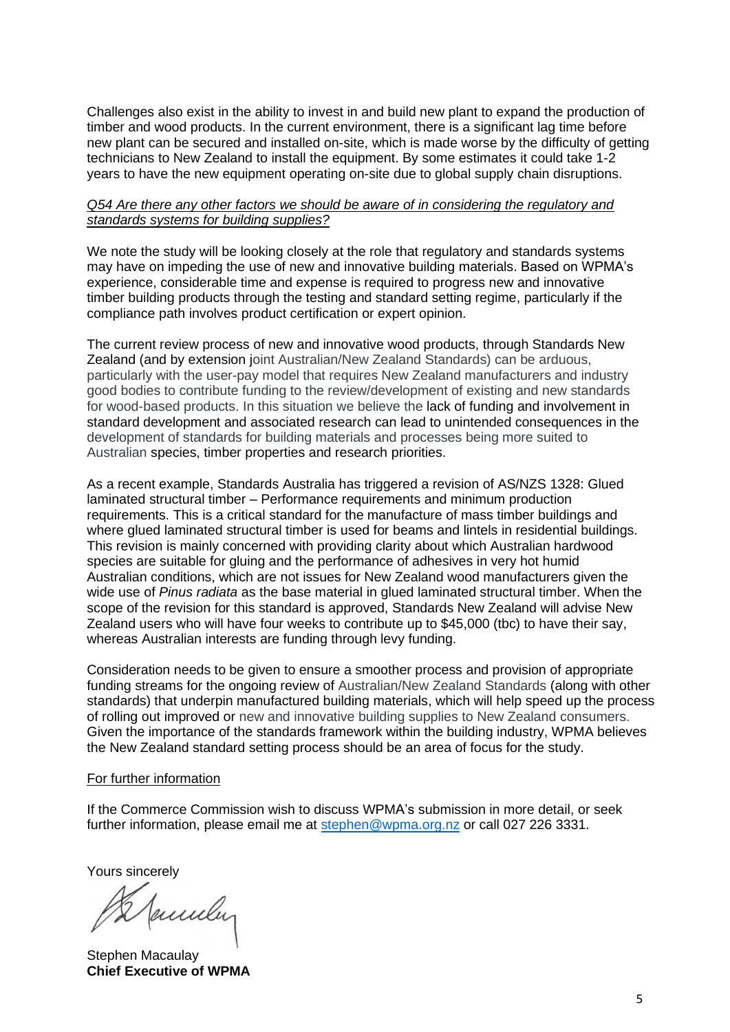Challenges also exist in the ability to invest in and build new plant to expand the production of timber and wood products. In the current environment, there is a significant lag time before new plant can be secured and installed on-site, which is made worse by the difficulty of getting technicians to New Zealand to install the equipment. By some estimates it could take 1-2 years to have the new equipment operating on-site due to global supply chain disruptions.

*Q54 Are there any other factors we should be aware of in considering the regulatory and standards systems for building supplies?*

We note the study will be looking closely at the role that regulatory and standards systems may have on impeding the use of new and innovative building materials. Based on WPMA's experience, considerable time and expense is required to progress new and innovative timber building products through the testing and standard setting regime, particularly if the compliance path involves product certification or expert opinion.

The current review process of new and innovative wood products, through Standards New Zealand (and by extension joint Australian/New Zealand Standards) can be arduous, particularly with the user-pay model that requires New Zealand manufacturers and industry good bodies to contribute funding to the review/development of existing and new standards for wood-based products. In this situation we believe the lack of funding and involvement in standard development and associated research can lead to unintended consequences in the development of standards for building materials and processes being more suited to Australian species, timber properties and research priorities.

As a recent example, Standards Australia has triggered a revision of AS/NZS 1328: Glued laminated structural timber – Performance requirements and minimum production requirements. This is a critical standard for the manufacture of mass timber buildings and where glued laminated structural timber is used for beams and lintels in residential buildings. This revision is mainly concerned with providing clarity about which Australian hardwood species are suitable for gluing and the performance of adhesives in very hot humid Australian conditions, which are not issues for New Zealand wood manufacturers given the wide use of *Pinus radiata* as the base material in glued laminated structural timber. When the scope of the revision for this standard is approved, Standards New Zealand will advise New Zealand users who will have four weeks to contribute up to $45,000 (tbc) to have their say, whereas Australian interests are funding through levy funding.

Consideration needs to be given to ensure a smoother process and provision of appropriate funding streams for the ongoing review of Australian/New Zealand Standards (along with other standards) that underpin manufactured building materials, which will help speed up the process of rolling out improved or new and innovative building supplies to New Zealand consumers. Given the importance of the standards framework within the building industry, WPMA believes the New Zealand standard setting process should be an area of focus for the study.

For further information

If the Commerce Commission wish to discuss WPMA's submission in more detail, or seek further information, please email me at stephen@wpma.org.nz or call 027 226 3331.

Yours sincerely

Stephen Macaulay
**Chief Executive of WPMA**